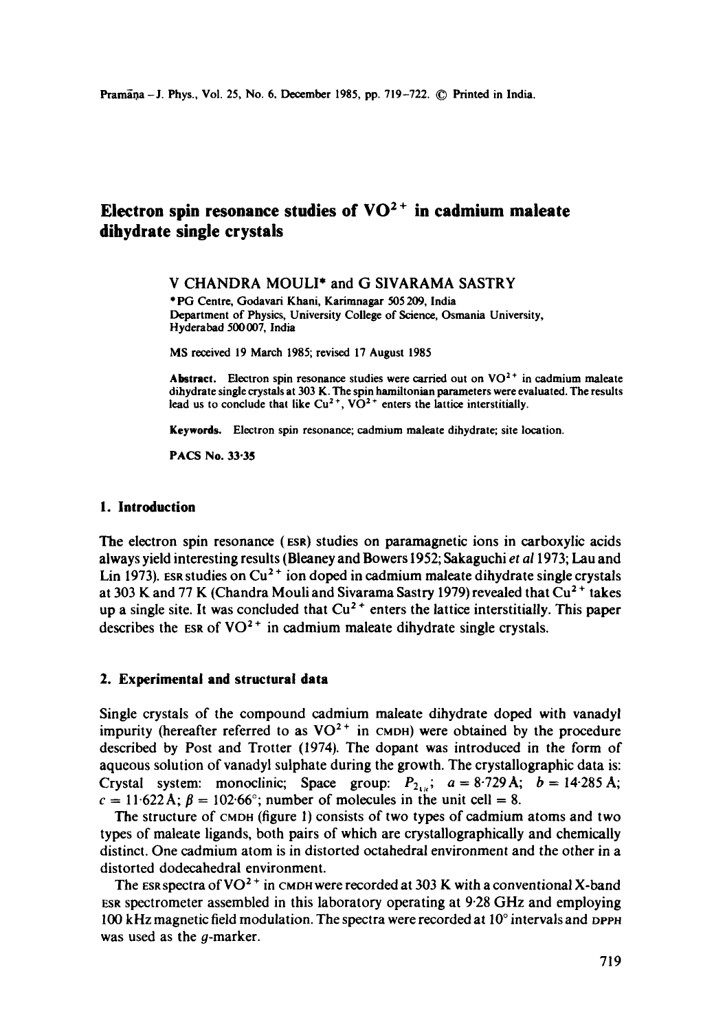# Electron spin resonance studies of $VO^{2+}$ in cadmium maleate dihydrate single crystals

V CHANDRA MOULI* and G SIVARAMA SASTRY

*PG Centre, Godavari Khani, Karimnagar 505 209, India
Department of Physics, University College of Science, Osmania University, Hyderabad 500 007, India

MS received 19 March 1985; revised 17 August 1985

**Abstract.** Electron spin resonance studies were carried out on $VO^{2+}$ in cadmium maleate dihydrate single crystals at 303 K. The spin hamiltonian parameters were evaluated. The results lead us to conclude that like $Cu^{2+}$, $VO^{2+}$ enters the lattice interstitially.

**Keywords.** Electron spin resonance; cadmium maleate dihydrate; site location.

**PACS No.** 33·35

## 1. Introduction

The electron spin resonance (ESR) studies on paramagnetic ions in carboxylic acids always yield interesting results (Bleaney and Bowers 1952; Sakaguchi *et al* 1973; Lau and Lin 1973). ESR studies on $Cu^{2+}$ ion doped in cadmium maleate dihydrate single crystals at 303 K and 77 K (Chandra Mouli and Sivarama Sastry 1979) revealed that $Cu^{2+}$ takes up a single site. It was concluded that $Cu^{2+}$ enters the lattice interstitially. This paper describes the ESR of $VO^{2+}$ in cadmium maleate dihydrate single crystals.

## 2. Experimental and structural data

Single crystals of the compound cadmium maleate dihydrate doped with vanadyl impurity (hereafter referred to as $VO^{2+}$ in CMDH) were obtained by the procedure described by Post and Trotter (1974). The dopant was introduced in the form of aqueous solution of vanadyl sulphate during the growth. The crystallographic data is: Crystal system: monoclinic; Space group: $P_{2_1/c}$; $a = 8{\cdot}729$ Å; $b = 14{\cdot}285$ Å; $c = 11{\cdot}622$ Å; $\beta = 102{\cdot}66°$; number of molecules in the unit cell = 8.

The structure of CMDH (figure 1) consists of two types of cadmium atoms and two types of maleate ligands, both pairs of which are crystallographically and chemically distinct. One cadmium atom is in distorted octahedral environment and the other in a distorted dodecahedral environment.

The ESR spectra of $VO^{2+}$ in CMDH were recorded at 303 K with a conventional X-band ESR spectrometer assembled in this laboratory operating at 9·28 GHz and employing 100 kHz magnetic field modulation. The spectra were recorded at 10° intervals and DPPH was used as the $g$-marker.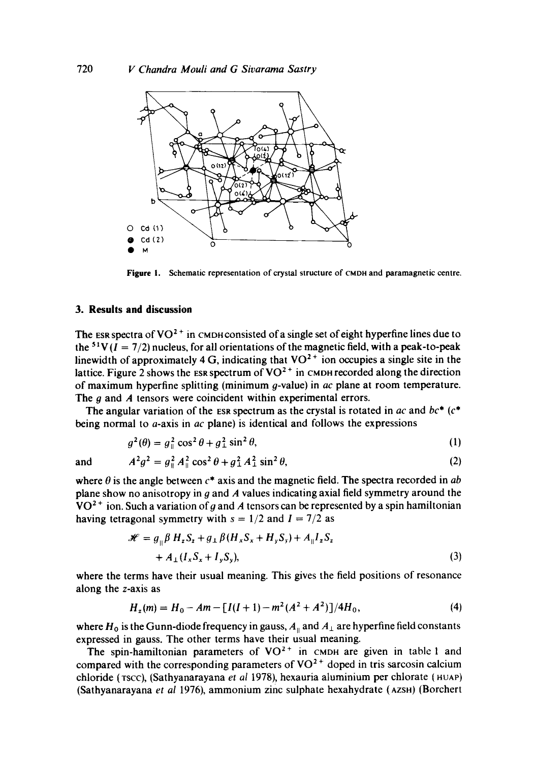Figure 1. Schematic representation of crystal structure of CMDH and paramagnetic centre.

## 3. Results and discussion

The ESR spectra of $VO^{2+}$ in CMDH consisted of a single set of eight hyperfine lines due to the $^{51}V$ ($I = 7/2$) nucleus, for all orientations of the magnetic field, with a peak-to-peak linewidth of approximately 4 G, indicating that $VO^{2+}$ ion occupies a single site in the lattice. Figure 2 shows the ESR spectrum of $VO^{2+}$ in CMDH recorded along the direction of maximum hyperfine splitting (minimum $g$-value) in $ac$ plane at room temperature. The $g$ and $A$ tensors were coincident within experimental errors.

The angular variation of the ESR spectrum as the crystal is rotated in $ac$ and $bc^*$ ($c^*$ being normal to $a$-axis in $ac$ plane) is identical and follows the expressions

$$g^2(\theta) = g_{\parallel}^2 \cos^2 \theta + g_{\perp}^2 \sin^2 \theta, \tag{1}$$

and

$$A^2 g^2 = g_{\parallel}^2 A_{\parallel}^2 \cos^2 \theta + g_{\perp}^2 A_{\perp}^2 \sin^2 \theta, \tag{2}$$

where $\theta$ is the angle between $c^*$ axis and the magnetic field. The spectra recorded in $ab$ plane show no anisotropy in $g$ and $A$ values indicating axial field symmetry around the $VO^{2+}$ ion. Such a variation of $g$ and $A$ tensors can be represented by a spin hamiltonian having tetragonal symmetry with $s = 1/2$ and $I = 7/2$ as

$$\mathscr{H} = g_{\parallel} \beta H_z S_z + g_{\perp} \beta (H_x S_x + H_y S_y) + A_{\parallel} I_z S_z + A_{\perp}(I_x S_x + I_y S_y), \tag{3}$$

where the terms have their usual meaning. This gives the field positions of resonance along the $z$-axis as

$$H_z(m) = H_0 - Am - [I(I+1) - m^2(A^2 + A^2)]/4H_0, \tag{4}$$

where $H_0$ is the Gunn-diode frequency in gauss, $A_{\parallel}$ and $A_{\perp}$ are hyperfine field constants expressed in gauss. The other terms have their usual meaning.

The spin-hamiltonian parameters of $VO^{2+}$ in CMDH are given in table 1 and compared with the corresponding parameters of $VO^{2+}$ doped in tris sarcosin calcium chloride (TSCC), (Sathyanarayana *et al* 1978), hexauria aluminium per chlorate (HUAP) (Sathyanarayana *et al* 1976), ammonium zinc sulphate hexahydrate (AZSH) (Borchert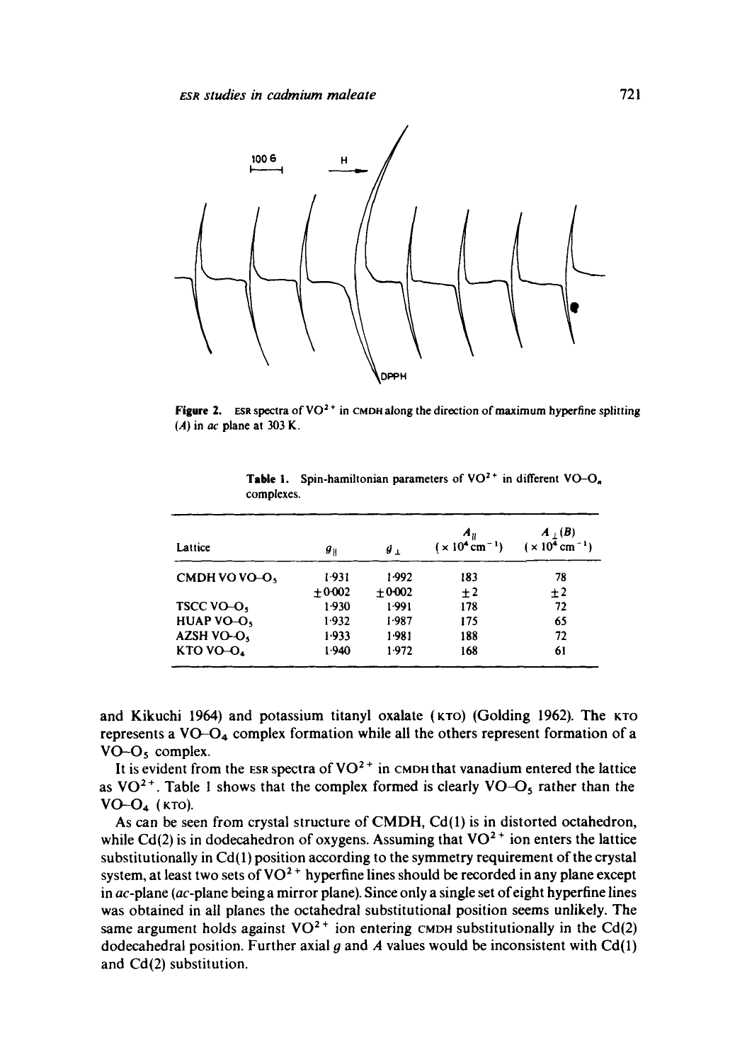Figure 2. ESR spectra of $VO^{2+}$ in CMDH along the direction of maximum hyperfine splitting ($A$) in $ac$ plane at 303 K.

Table 1. Spin-hamiltonian parameters of $VO^{2+}$ in different VO–$O_n$ complexes.

| Lattice | $g_{\parallel}$ | $g_{\perp}$ | $A_{\parallel}$ ($\times 10^4$ cm$^{-1}$) | $A_{\perp}(B)$ ($\times 10^4$ cm$^{-1}$) |
|---|---|---|---|---|
| CMDH VO VO–$O_5$ | 1·931 ±0·002 | 1·992 ±0·002 | 183 ±2 | 78 ±2 |
| TSCC VO–$O_5$ | 1·930 | 1·991 | 178 | 72 |
| HUAP VO–$O_5$ | 1·932 | 1·987 | 175 | 65 |
| AZSH VO–$O_5$ | 1·933 | 1·981 | 188 | 72 |
| KTO VO–$O_4$ | 1·940 | 1·972 | 168 | 61 |

and Kikuchi 1964) and potassium titanyl oxalate (KTO) (Golding 1962). The KTO represents a VO–$O_4$ complex formation while all the others represent formation of a VO–$O_5$ complex.

It is evident from the ESR spectra of $VO^{2+}$ in CMDH that vanadium entered the lattice as $VO^{2+}$. Table 1 shows that the complex formed is clearly VO–$O_5$ rather than the VO–$O_4$ (KTO).

As can be seen from crystal structure of CMDH, Cd(1) is in distorted octahedron, while Cd(2) is in dodecahedron of oxygens. Assuming that $VO^{2+}$ ion enters the lattice substitutionally in Cd(1) position according to the symmetry requirement of the crystal system, at least two sets of $VO^{2+}$ hyperfine lines should be recorded in any plane except in $ac$-plane ($ac$-plane being a mirror plane). Since only a single set of eight hyperfine lines was obtained in all planes the octahedral substitutional position seems unlikely. The same argument holds against $VO^{2+}$ ion entering CMDH substitutionally in the Cd(2) dodecahedral position. Further axial $g$ and $A$ values would be inconsistent with Cd(1) and Cd(2) substitution.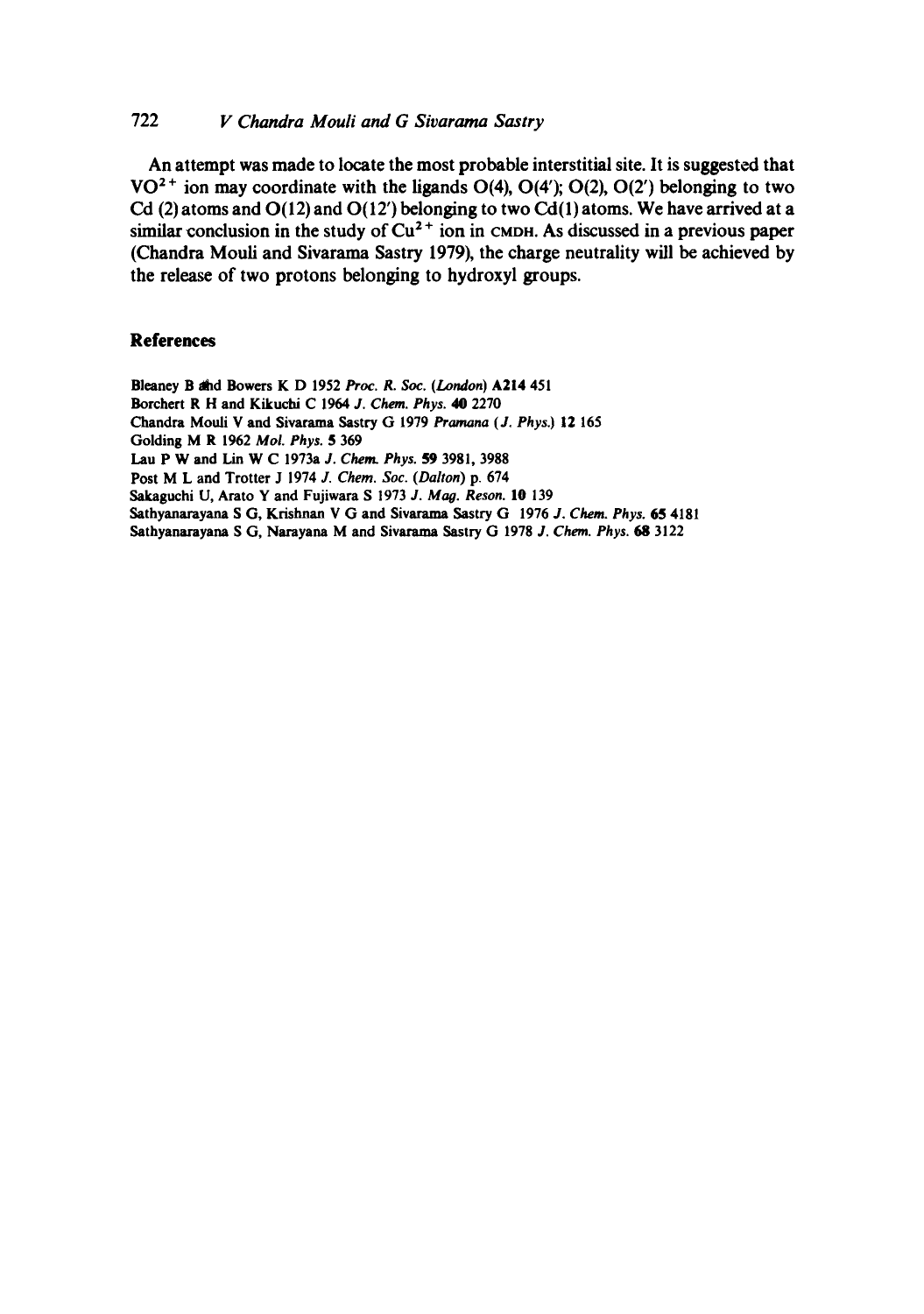An attempt was made to locate the most probable interstitial site. It is suggested that $VO^{2+}$ ion may coordinate with the ligands O(4), O(4′); O(2), O(2′) belonging to two Cd (2) atoms and O(12) and O(12′) belonging to two Cd(1) atoms. We have arrived at a similar conclusion in the study of $Cu^{2+}$ ion in CMDH. As discussed in a previous paper (Chandra Mouli and Sivarama Sastry 1979), the charge neutrality will be achieved by the release of two protons belonging to hydroxyl groups.

## References

Bleaney B and Bowers K D 1952 *Proc. R. Soc. (London)* **A214** 451

Borchert R H and Kikuchi C 1964 *J. Chem. Phys.* **40** 2270

Chandra Mouli V and Sivarama Sastry G 1979 *Pramana (J. Phys.)* **12** 165

Golding M R 1962 *Mol. Phys.* **5** 369

Lau P W and Lin W C 1973a *J. Chem. Phys.* **59** 3981, 3988

Post M L and Trotter J 1974 *J. Chem. Soc. (Dalton)* p. 674

Sakaguchi U, Arato Y and Fujiwara S 1973 *J. Mag. Reson.* **10** 139

Sathyanarayana S G, Krishnan V G and Sivarama Sastry G 1976 *J. Chem. Phys.* **65** 4181

Sathyanarayana S G, Narayana M and Sivarama Sastry G 1978 *J. Chem. Phys.* **68** 3122